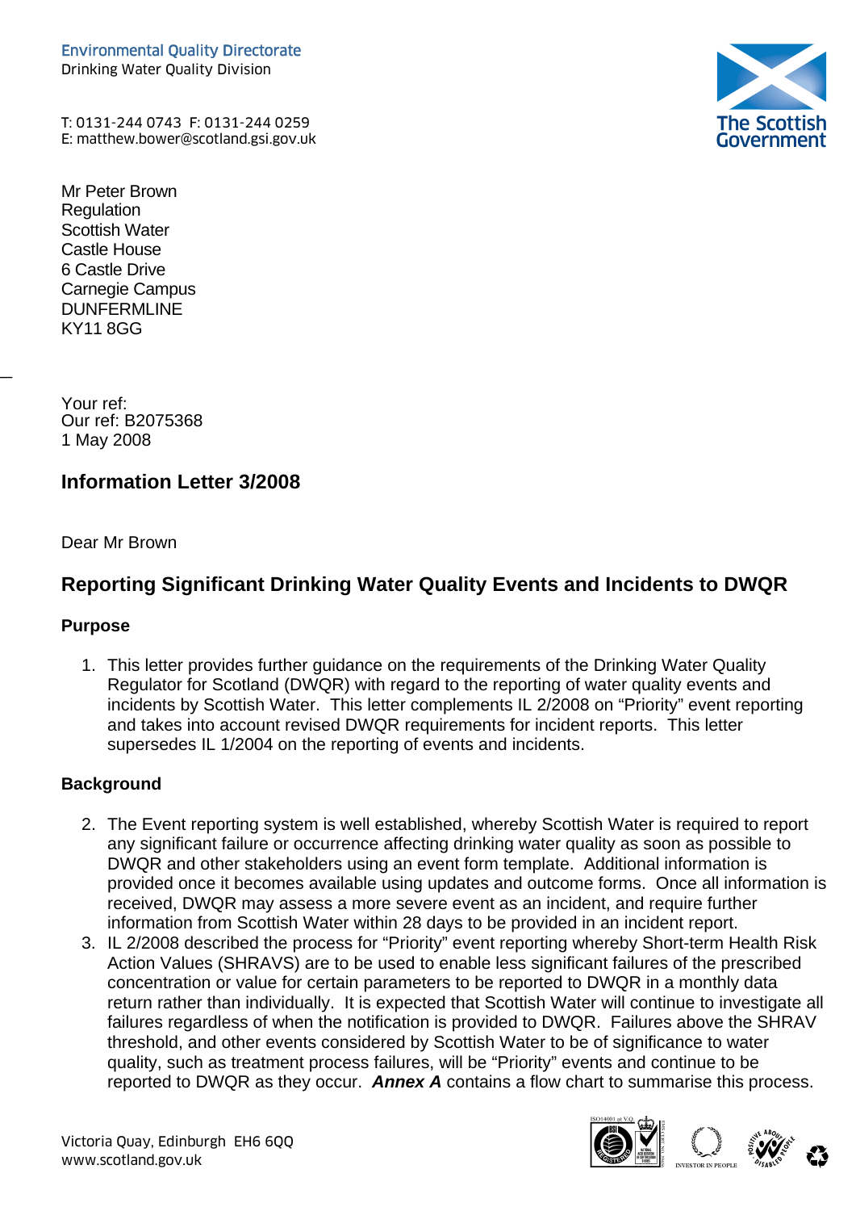Environmental Quality Directorate
Drinking Water Quality Division

T: 0131-244 0743 F: 0131-244 0259
E: matthew.bower@scotland.gsi.gov.uk

The Scottish Government

Mr Peter Brown
Regulation
Scottish Water
Castle House
6 Castle Drive
Carnegie Campus
DUNFERMLINE
KY11 8GG

Your ref:
Our ref: B2075368
1 May 2008

## Information Letter 3/2008

Dear Mr Brown

# Reporting Significant Drinking Water Quality Events and Incidents to DWQR

### Purpose

1. This letter provides further guidance on the requirements of the Drinking Water Quality Regulator for Scotland (DWQR) with regard to the reporting of water quality events and incidents by Scottish Water. This letter complements IL 2/2008 on "Priority" event reporting and takes into account revised DWQR requirements for incident reports. This letter supersedes IL 1/2004 on the reporting of events and incidents.

### Background

2. The Event reporting system is well established, whereby Scottish Water is required to report any significant failure or occurrence affecting drinking water quality as soon as possible to DWQR and other stakeholders using an event form template. Additional information is provided once it becomes available using updates and outcome forms. Once all information is received, DWQR may assess a more severe event as an incident, and require further information from Scottish Water within 28 days to be provided in an incident report.
3. IL 2/2008 described the process for "Priority" event reporting whereby Short-term Health Risk Action Values (SHRAVS) are to be used to enable less significant failures of the prescribed concentration or value for certain parameters to be reported to DWQR in a monthly data return rather than individually. It is expected that Scottish Water will continue to investigate all failures regardless of when the notification is provided to DWQR. Failures above the SHRAV threshold, and other events considered by Scottish Water to be of significance to water quality, such as treatment process failures, will be "Priority" events and continue to be reported to DWQR as they occur. ***Annex A*** contains a flow chart to summarise this process.

Victoria Quay, Edinburgh EH6 6QQ
www.scotland.gov.uk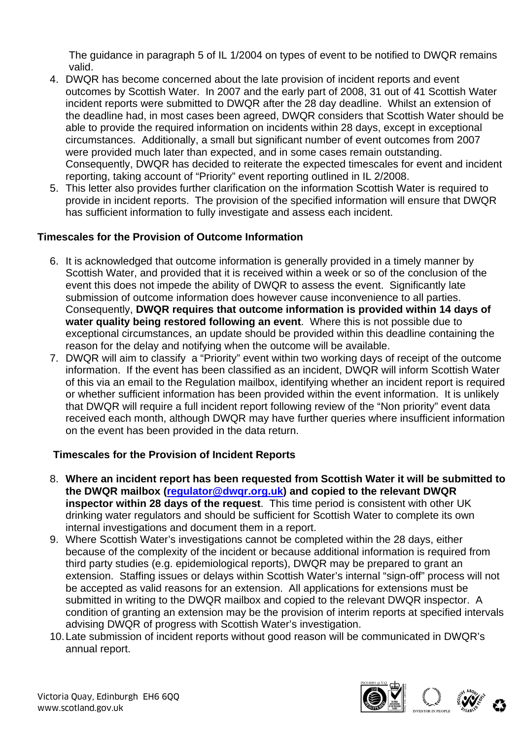The guidance in paragraph 5 of IL 1/2004 on types of event to be notified to DWQR remains valid.

4. DWQR has become concerned about the late provision of incident reports and event outcomes by Scottish Water. In 2007 and the early part of 2008, 31 out of 41 Scottish Water incident reports were submitted to DWQR after the 28 day deadline. Whilst an extension of the deadline had, in most cases been agreed, DWQR considers that Scottish Water should be able to provide the required information on incidents within 28 days, except in exceptional circumstances. Additionally, a small but significant number of event outcomes from 2007 were provided much later than expected, and in some cases remain outstanding. Consequently, DWQR has decided to reiterate the expected timescales for event and incident reporting, taking account of "Priority" event reporting outlined in IL 2/2008.
5. This letter also provides further clarification on the information Scottish Water is required to provide in incident reports. The provision of the specified information will ensure that DWQR has sufficient information to fully investigate and assess each incident.

**Timescales for the Provision of Outcome Information**

6. It is acknowledged that outcome information is generally provided in a timely manner by Scottish Water, and provided that it is received within a week or so of the conclusion of the event this does not impede the ability of DWQR to assess the event. Significantly late submission of outcome information does however cause inconvenience to all parties. Consequently, **DWQR requires that outcome information is provided within 14 days of water quality being restored following an event**. Where this is not possible due to exceptional circumstances, an update should be provided within this deadline containing the reason for the delay and notifying when the outcome will be available.
7. DWQR will aim to classify a "Priority" event within two working days of receipt of the outcome information. If the event has been classified as an incident, DWQR will inform Scottish Water of this via an email to the Regulation mailbox, identifying whether an incident report is required or whether sufficient information has been provided within the event information. It is unlikely that DWQR will require a full incident report following review of the "Non priority" event data received each month, although DWQR may have further queries where insufficient information on the event has been provided in the data return.

**Timescales for the Provision of Incident Reports**

8. **Where an incident report has been requested from Scottish Water it will be submitted to the DWQR mailbox (regulator@dwqr.org.uk) and copied to the relevant DWQR inspector within 28 days of the request**. This time period is consistent with other UK drinking water regulators and should be sufficient for Scottish Water to complete its own internal investigations and document them in a report.
9. Where Scottish Water's investigations cannot be completed within the 28 days, either because of the complexity of the incident or because additional information is required from third party studies (e.g. epidemiological reports), DWQR may be prepared to grant an extension. Staffing issues or delays within Scottish Water's internal "sign-off" process will not be accepted as valid reasons for an extension. All applications for extensions must be submitted in writing to the DWQR mailbox and copied to the relevant DWQR inspector. A condition of granting an extension may be the provision of interim reports at specified intervals advising DWQR of progress with Scottish Water's investigation.
10. Late submission of incident reports without good reason will be communicated in DWQR's annual report.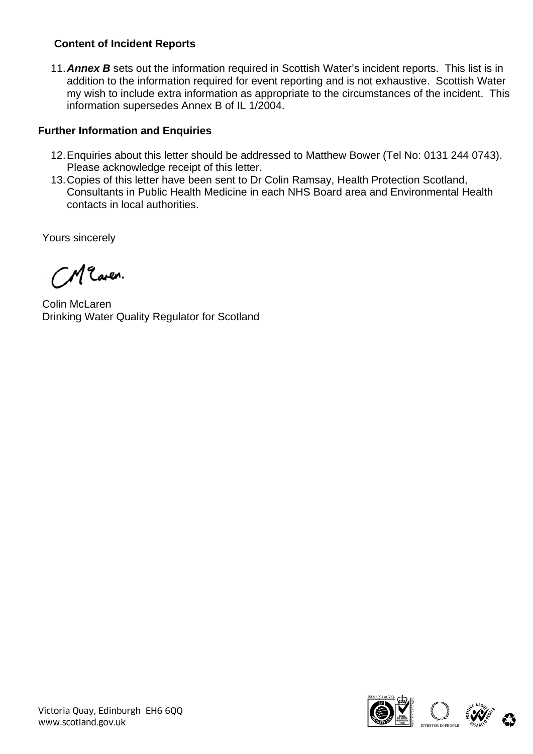**Content of Incident Reports**

11. ***Annex B*** sets out the information required in Scottish Water's incident reports. This list is in addition to the information required for event reporting and is not exhaustive. Scottish Water my wish to include extra information as appropriate to the circumstances of the incident. This information supersedes Annex B of IL 1/2004.

**Further Information and Enquiries**

12. Enquiries about this letter should be addressed to Matthew Bower (Tel No: 0131 244 0743). Please acknowledge receipt of this letter.
13. Copies of this letter have been sent to Dr Colin Ramsay, Health Protection Scotland, Consultants in Public Health Medicine in each NHS Board area and Environmental Health contacts in local authorities.

Yours sincerely

Colin McLaren
Drinking Water Quality Regulator for Scotland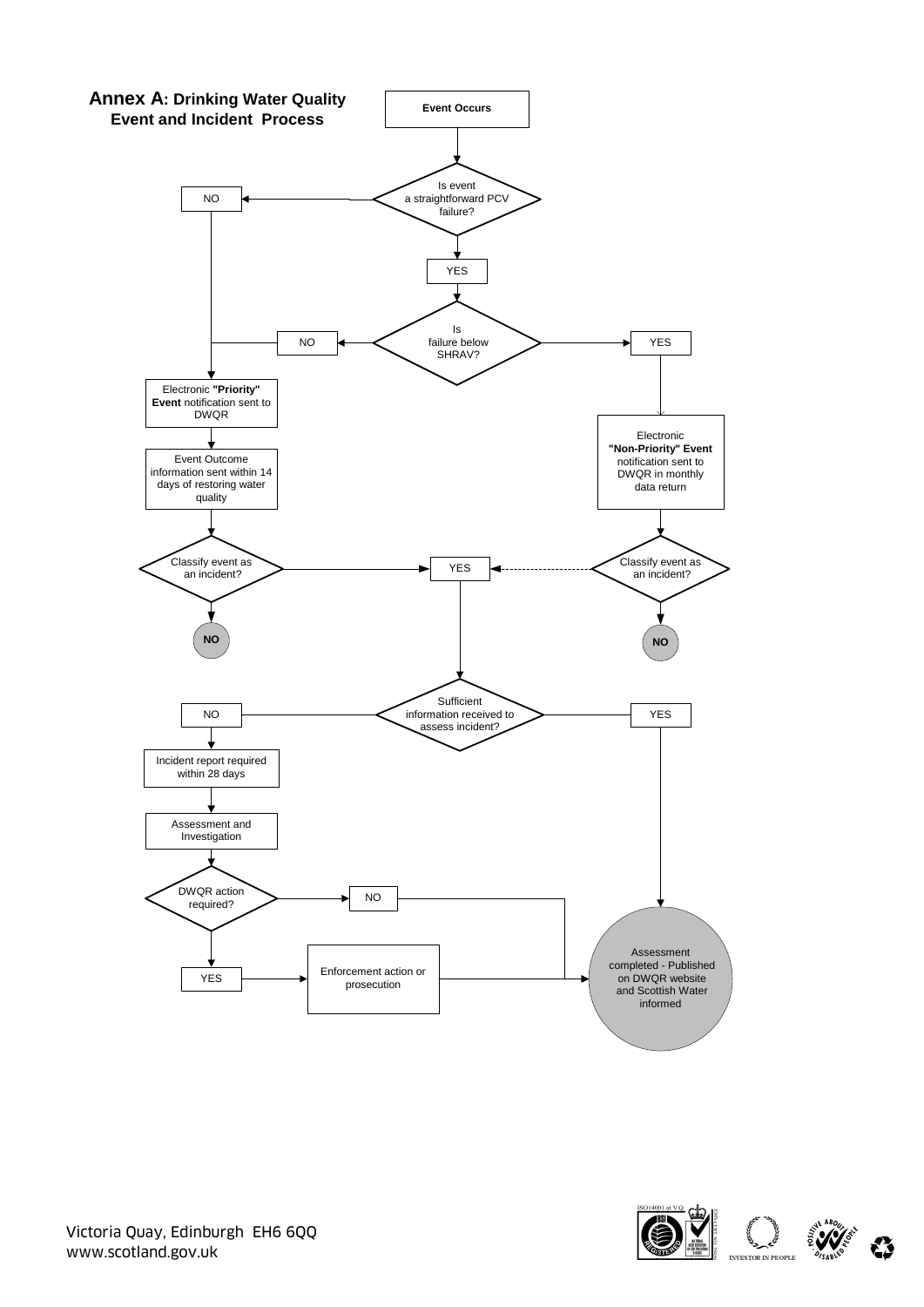# Annex A: Drinking Water Quality Event and Incident Process

Event Occurs

Is event a straightforward PCV failure?

- NO → Electronic **"Priority" Event** notification sent to DWQR
- YES → Is failure below SHRAV?
  - NO → Electronic **"Priority" Event** notification sent to DWQR
  - YES → Electronic **"Non-Priority" Event** notification sent to DWQR in monthly data return

Electronic **"Priority" Event** notification sent to DWQR → Event Outcome information sent within 14 days of restoring water quality → Classify event as an incident?

- YES → Sufficient information received to assess incident?
- NO

Electronic **"Non-Priority" Event** notification sent to DWQR in monthly data return → Classify event as an incident?

- YES → Sufficient information received to assess incident?
- NO

Sufficient information received to assess incident?

- NO → Incident report required within 28 days → Assessment and Investigation → DWQR action required?
  - NO → Assessment completed - Published on DWQR website and Scottish Water informed
  - YES → Enforcement action or prosecution → Assessment completed - Published on DWQR website and Scottish Water informed
- YES → Assessment completed - Published on DWQR website and Scottish Water informed

Victoria Quay, Edinburgh EH6 6QQ
www.scotland.gov.uk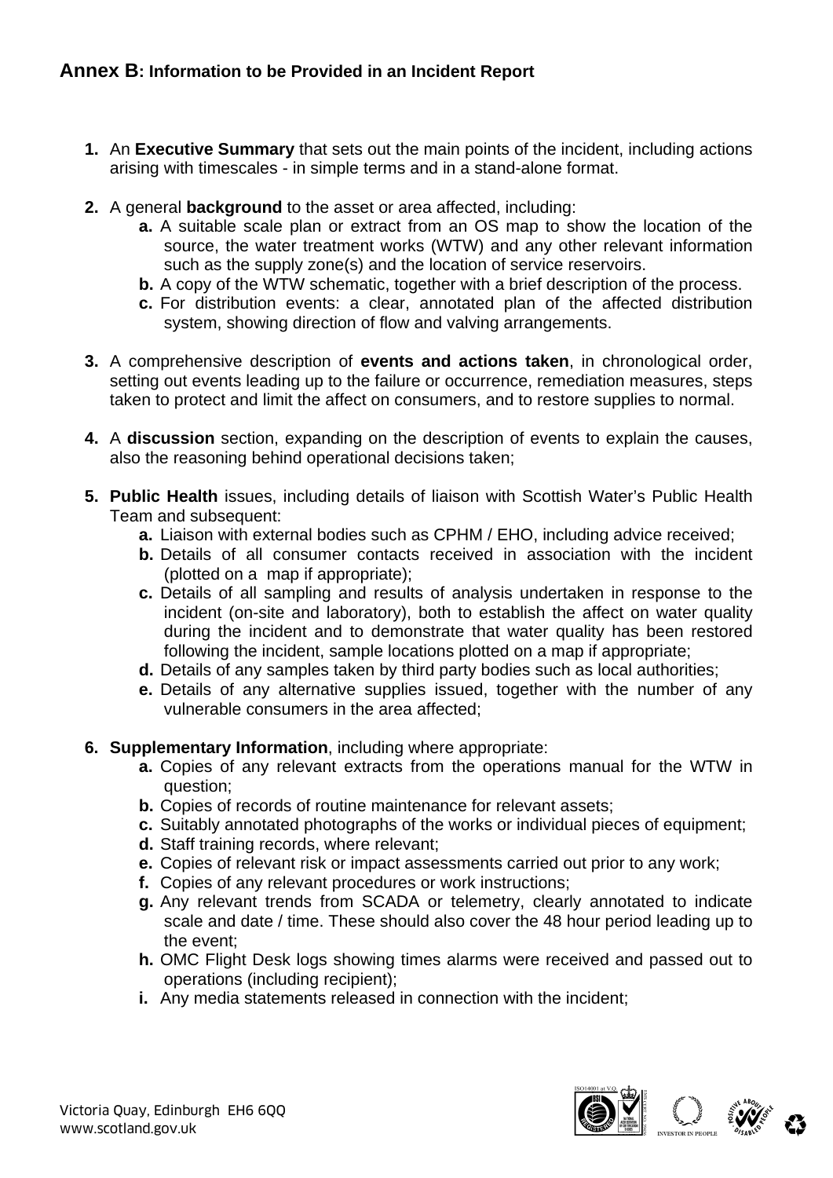## Annex B: Information to be Provided in an Incident Report

1. An **Executive Summary** that sets out the main points of the incident, including actions arising with timescales - in simple terms and in a stand-alone format.

2. A general **background** to the asset or area affected, including:
   - **a.** A suitable scale plan or extract from an OS map to show the location of the source, the water treatment works (WTW) and any other relevant information such as the supply zone(s) and the location of service reservoirs.
   - **b.** A copy of the WTW schematic, together with a brief description of the process.
   - **c.** For distribution events: a clear, annotated plan of the affected distribution system, showing direction of flow and valving arrangements.

3. A comprehensive description of **events and actions taken**, in chronological order, setting out events leading up to the failure or occurrence, remediation measures, steps taken to protect and limit the affect on consumers, and to restore supplies to normal.

4. A **discussion** section, expanding on the description of events to explain the causes, also the reasoning behind operational decisions taken;

5. **Public Health** issues, including details of liaison with Scottish Water's Public Health Team and subsequent:
   - **a.** Liaison with external bodies such as CPHM / EHO, including advice received;
   - **b.** Details of all consumer contacts received in association with the incident (plotted on a map if appropriate);
   - **c.** Details of all sampling and results of analysis undertaken in response to the incident (on-site and laboratory), both to establish the affect on water quality during the incident and to demonstrate that water quality has been restored following the incident, sample locations plotted on a map if appropriate;
   - **d.** Details of any samples taken by third party bodies such as local authorities;
   - **e.** Details of any alternative supplies issued, together with the number of any vulnerable consumers in the area affected;

6. **Supplementary Information**, including where appropriate:
   - **a.** Copies of any relevant extracts from the operations manual for the WTW in question;
   - **b.** Copies of records of routine maintenance for relevant assets;
   - **c.** Suitably annotated photographs of the works or individual pieces of equipment;
   - **d.** Staff training records, where relevant;
   - **e.** Copies of relevant risk or impact assessments carried out prior to any work;
   - **f.** Copies of any relevant procedures or work instructions;
   - **g.** Any relevant trends from SCADA or telemetry, clearly annotated to indicate scale and date / time. These should also cover the 48 hour period leading up to the event;
   - **h.** OMC Flight Desk logs showing times alarms were received and passed out to operations (including recipient);
   - **i.** Any media statements released in connection with the incident;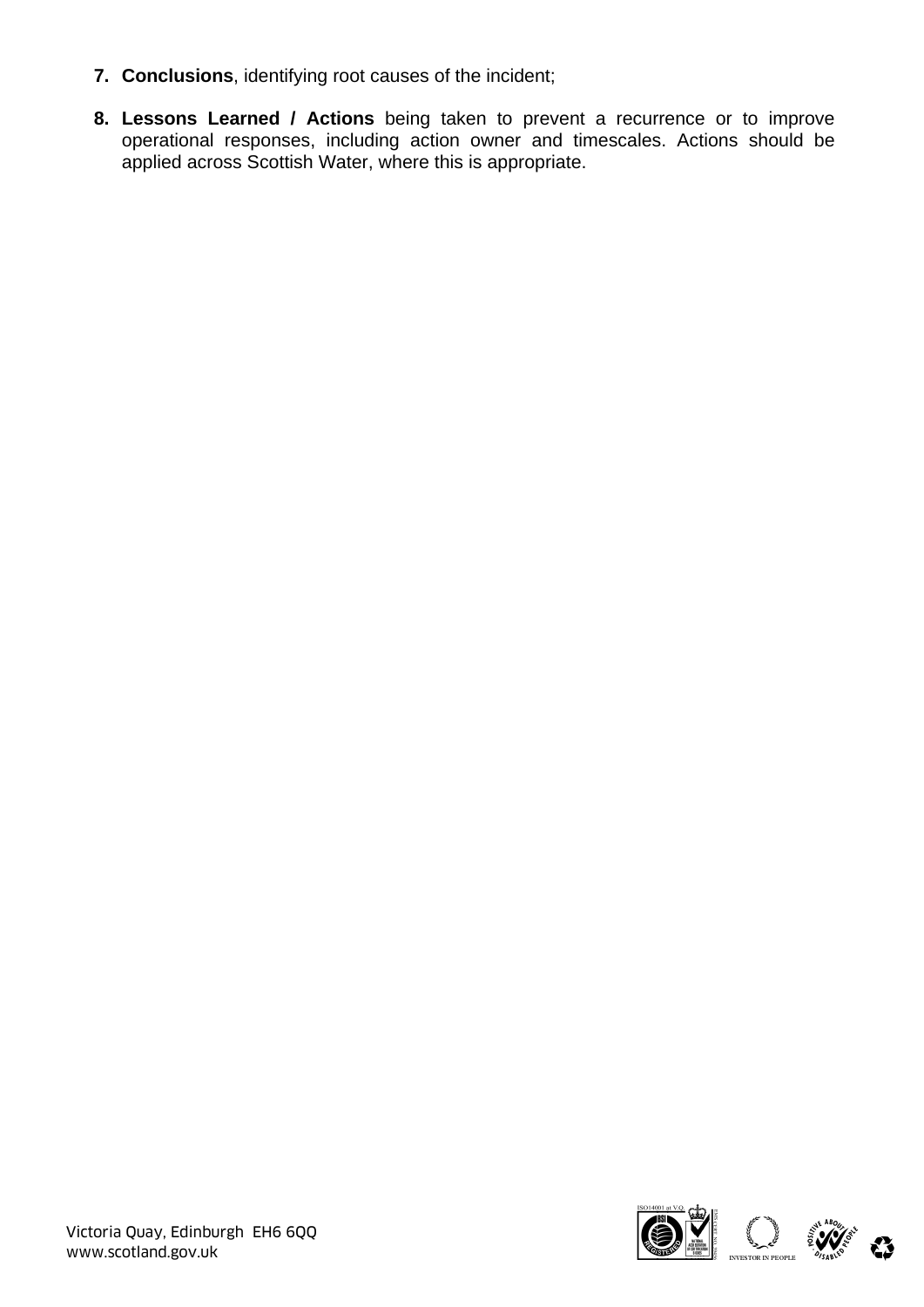7. **Conclusions**, identifying root causes of the incident;

8. **Lessons Learned / Actions** being taken to prevent a recurrence or to improve operational responses, including action owner and timescales. Actions should be applied across Scottish Water, where this is appropriate.

Victoria Quay, Edinburgh EH6 6QQ
www.scotland.gov.uk